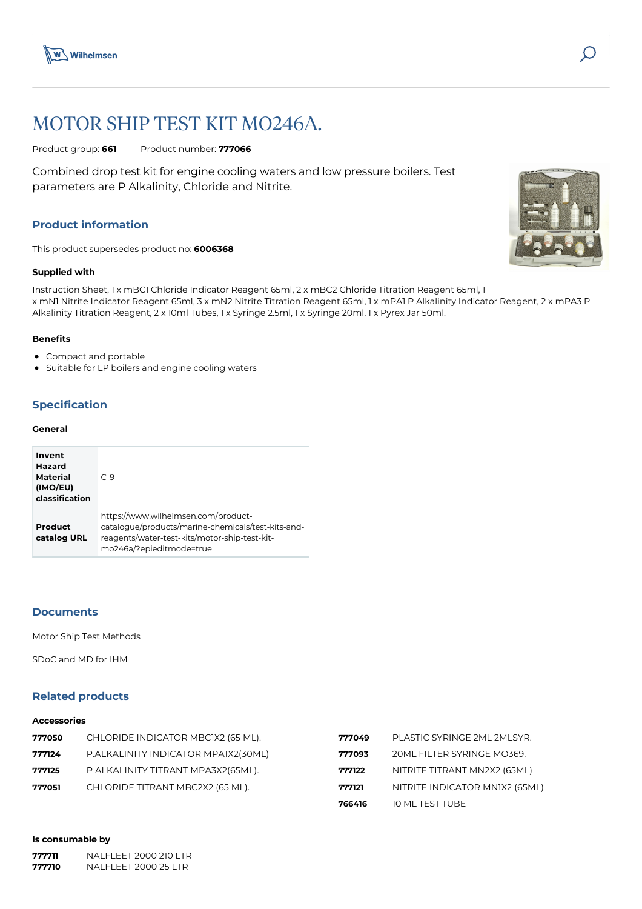# MOTOR SHIP TEST KIT MO246A.

Product group: **661** Product number: **777066**

Combined drop test kit for engine cooling waters and low pressure boilers. Test parameters are P Alkalinity, Chloride and Nitrite.

## Product information

This product supersedes product no: **6006368**

### Supplied with

Instruction Sheet, 1 x mBC1 Chloride Indicator Reagent 65ml, 2 x mBC2 Chloride Titration Reagent 65ml, 1 x mN1 Nitrite Indicator Reagent 65ml, 3 x mN2 Nitrite Titration Reagent 65ml, 1 x mPA1 P Alkalinity Indicator Reagent, 2 x mPA3 P Alkalinity Titration Reagent, 2 x 10ml Tubes, 1 x Syringe 2.5ml, 1 x Syringe 20ml, 1 x Pyrex Jar 50ml.

### Benefits

- Compact and portable
- Suitable for LP boilers and engine cooling waters

## Specification

### General

| | |
|---|---|
| **Invent Hazard Material (IMO/EU) classification** | C-9 |
| **Product catalog URL** | https://www.wilhelmsen.com/product-catalogue/products/marine-chemicals/test-kits-and-reagents/water-test-kits/motor-ship-test-kit-mo246a/?epieditmode=true |

## Documents

Motor Ship Test Methods

SDoC and MD for IHM

## Related products

### Accessories

| | |
|---|---|
| **777050** | CHLORIDE INDICATOR MBC1X2 (65 ML). |
| **777124** | P.ALKALINITY INDICATOR MPA1X2(30ML) |
| **777125** | P ALKALINITY TITRANT MPA3X2(65ML). |
| **777051** | CHLORIDE TITRANT MBC2X2 (65 ML). |
| **777049** | PLASTIC SYRINGE 2ML 2MLSYR. |
| **777093** | 20ML FILTER SYRINGE MO369. |
| **777122** | NITRITE TITRANT MN2X2 (65ML) |
| **777121** | NITRITE INDICATOR MN1X2 (65ML) |
| **766416** | 10 ML TEST TUBE |

### Is consumable by

| | |
|---|---|
| **777711** | NALFLEET 2000 210 LTR |
| **777710** | NALFLEET 2000 25 LTR |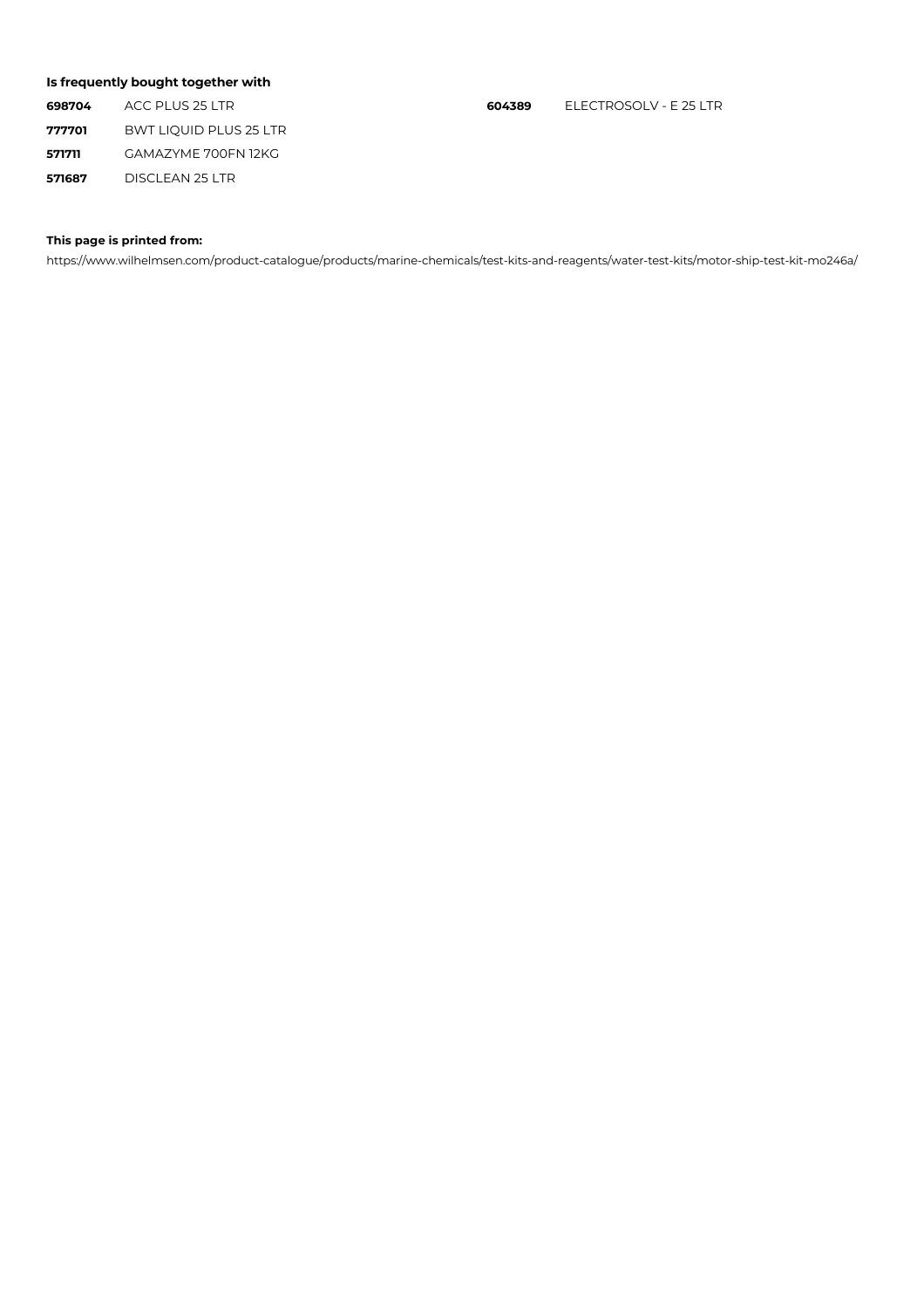**Is frequently bought together with**

| | |
|---|---|
| **698704** | ACC PLUS 25 LTR |
| **777701** | BWT LIQUID PLUS 25 LTR |
| **571711** | GAMAZYME 700FN 12KG |
| **571687** | DISCLEAN 25 LTR |
| **604389** | ELECTROSOLV - E 25 LTR |

**This page is printed from:**

https://www.wilhelmsen.com/product-catalogue/products/marine-chemicals/test-kits-and-reagents/water-test-kits/motor-ship-test-kit-mo246a/